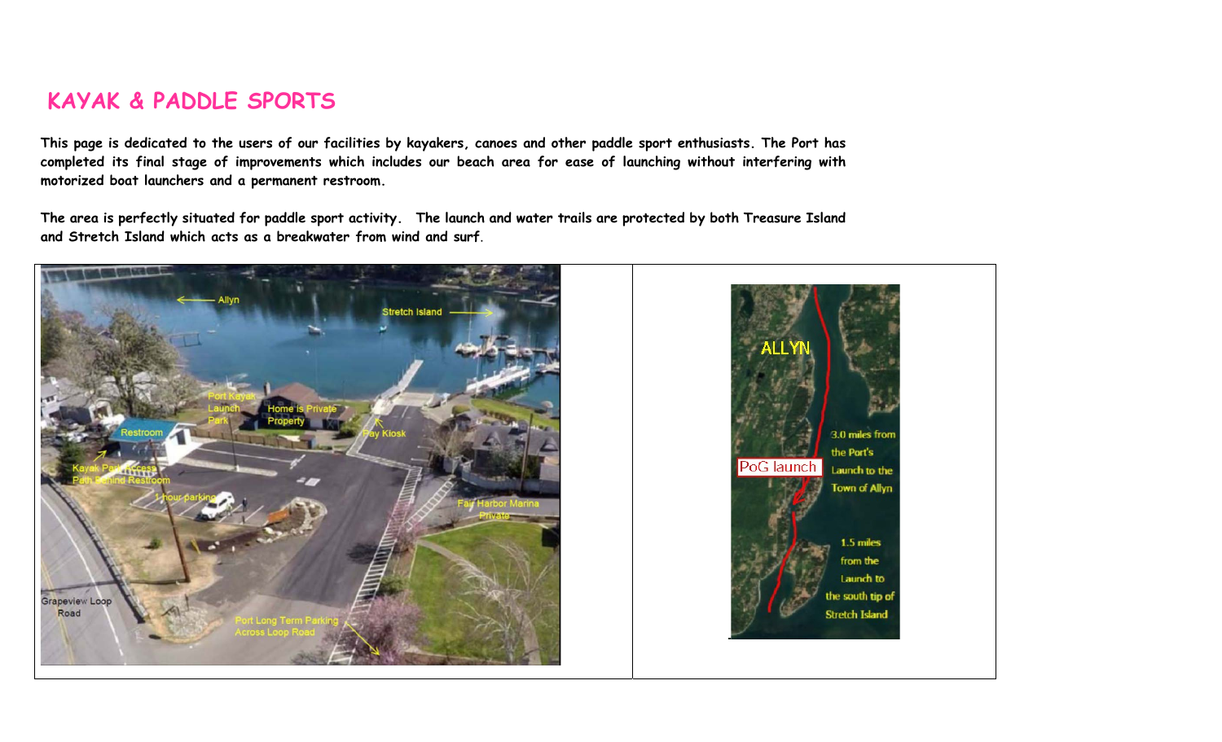# KAYAK & PADDLE SPORTS

**This page is dedicated to the users of our facilities by kayakers, canoes and other paddle sport enthusiasts. The Port has completed its final stage of improvements which includes our beach area for ease of launching without interfering with motorized boat launchers and a permanent restroom.**

**The area is perfectly situated for paddle sport activity. The launch and water trails are protected by both Treasure Island and Stretch Island which acts as a breakwater from wind and surf.**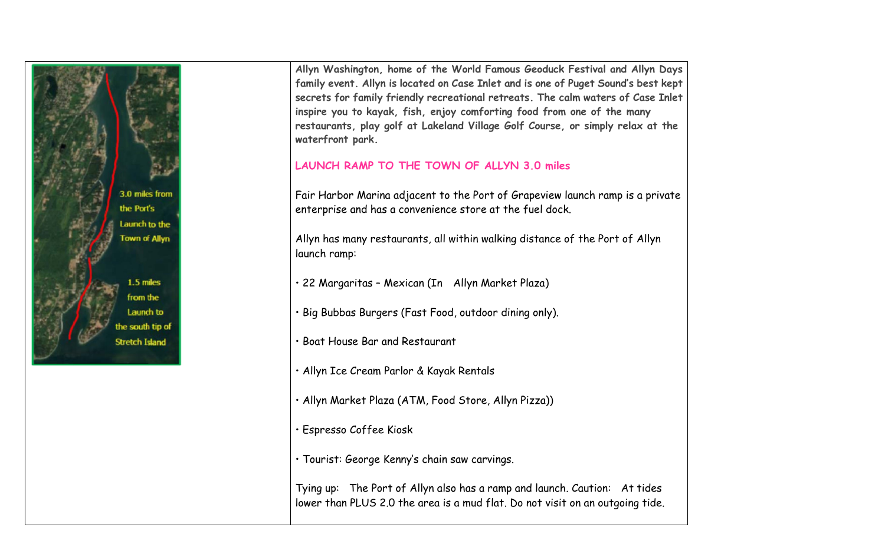**Allyn Washington, home of the World Famous Geoduck Festival and Allyn Days family event. Allyn is located on Case Inlet and is one of Puget Sound's best kept secrets for family friendly recreational retreats. The calm waters of Case Inlet inspire you to kayak, fish, enjoy comforting food from one of the many restaurants, play golf at Lakeland Village Golf Course, or simply relax at the waterfront park.**

## LAUNCH RAMP TO THE TOWN OF ALLYN 3.0 miles

Fair Harbor Marina adjacent to the Port of Grapeview launch ramp is a private enterprise and has a convenience store at the fuel dock.

Allyn has many restaurants, all within walking distance of the Port of Allyn launch ramp:

- 22 Margaritas – Mexican (In Allyn Market Plaza)
- Big Bubbas Burgers (Fast Food, outdoor dining only).
- Boat House Bar and Restaurant
- Allyn Ice Cream Parlor & Kayak Rentals
- Allyn Market Plaza (ATM, Food Store, Allyn Pizza))
- Espresso Coffee Kiosk
- Tourist: George Kenny's chain saw carvings.

Tying up: The Port of Allyn also has a ramp and launch. Caution: At tides lower than PLUS 2.0 the area is a mud flat. Do not visit on an outgoing tide.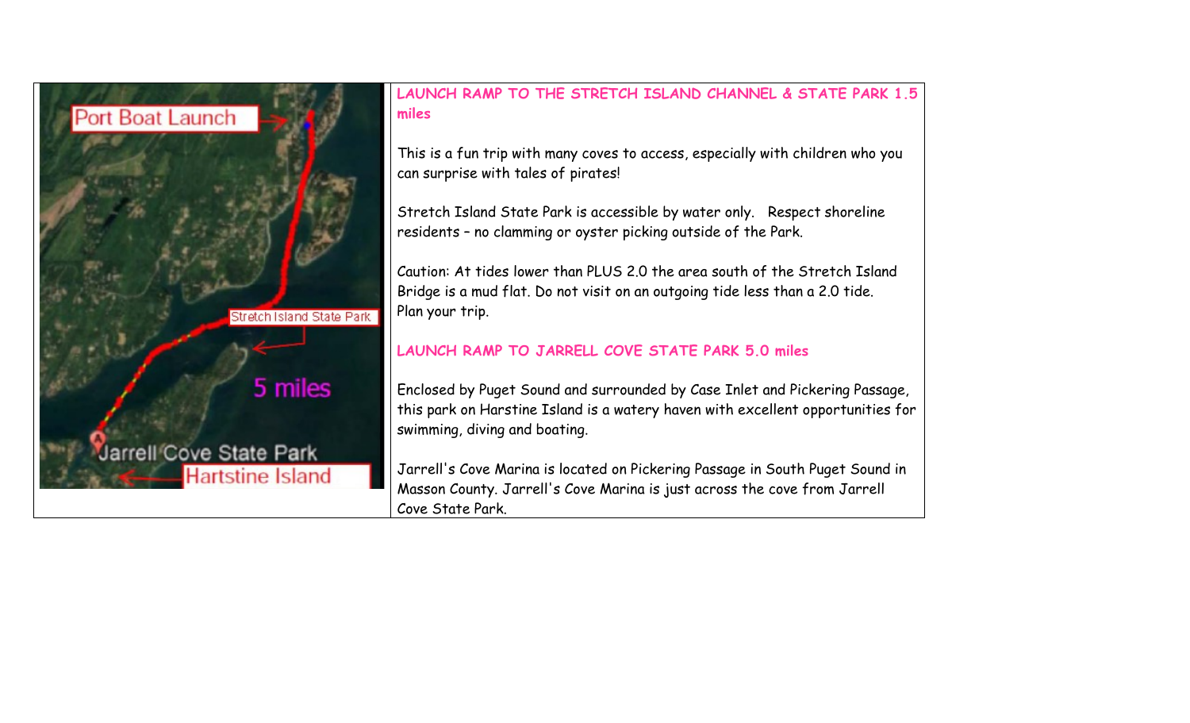Port Boat Launch

Stretch Island State Park

5 miles

Jarrell Cove State Park

Hartstine Island

**LAUNCH RAMP TO THE STRETCH ISLAND CHANNEL & STATE PARK 1.5 miles**

This is a fun trip with many coves to access, especially with children who you can surprise with tales of pirates!

Stretch Island State Park is accessible by water only. Respect shoreline residents – no clamming or oyster picking outside of the Park.

Caution: At tides lower than PLUS 2.0 the area south of the Stretch Island Bridge is a mud flat. Do not visit on an outgoing tide less than a 2.0 tide. Plan your trip.

**LAUNCH RAMP TO JARRELL COVE STATE PARK 5.0 miles**

Enclosed by Puget Sound and surrounded by Case Inlet and Pickering Passage, this park on Harstine Island is a watery haven with excellent opportunities for swimming, diving and boating.

Jarrell's Cove Marina is located on Pickering Passage in South Puget Sound in Masson County. Jarrell's Cove Marina is just across the cove from Jarrell Cove State Park.